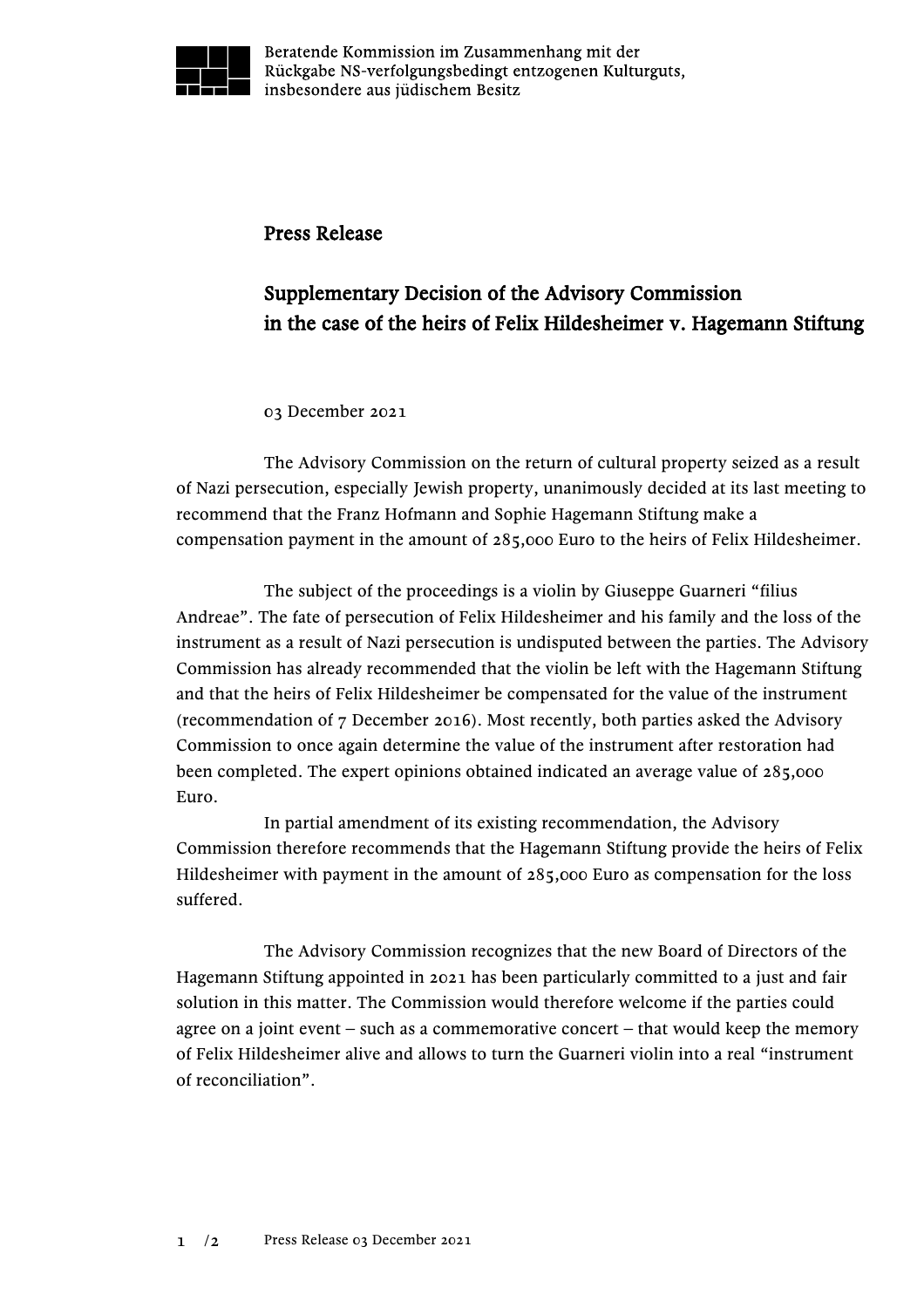Beratende Kommission im Zusammenhang mit der Rückgabe NS-verfolgungsbedingt entzogenen Kulturguts, insbesondere aus jüdischem Besitz

# Press Release

## Supplementary Decision of the Advisory Commission in the case of the heirs of Felix Hildesheimer v. Hagemann Stiftung

03 December 2021

The Advisory Commission on the return of cultural property seized as a result of Nazi persecution, especially Jewish property, unanimously decided at its last meeting to recommend that the Franz Hofmann and Sophie Hagemann Stiftung make a compensation payment in the amount of 285,000 Euro to the heirs of Felix Hildesheimer.

The subject of the proceedings is a violin by Giuseppe Guarneri "filius Andreae". The fate of persecution of Felix Hildesheimer and his family and the loss of the instrument as a result of Nazi persecution is undisputed between the parties. The Advisory Commission has already recommended that the violin be left with the Hagemann Stiftung and that the heirs of Felix Hildesheimer be compensated for the value of the instrument (recommendation of 7 December 2016). Most recently, both parties asked the Advisory Commission to once again determine the value of the instrument after restoration had been completed. The expert opinions obtained indicated an average value of 285,000 Euro.

In partial amendment of its existing recommendation, the Advisory Commission therefore recommends that the Hagemann Stiftung provide the heirs of Felix Hildesheimer with payment in the amount of 285,000 Euro as compensation for the loss suffered.

The Advisory Commission recognizes that the new Board of Directors of the Hagemann Stiftung appointed in 2021 has been particularly committed to a just and fair solution in this matter. The Commission would therefore welcome if the parties could agree on a joint event – such as a commemorative concert – that would keep the memory of Felix Hildesheimer alive and allows to turn the Guarneri violin into a real "instrument of reconciliation".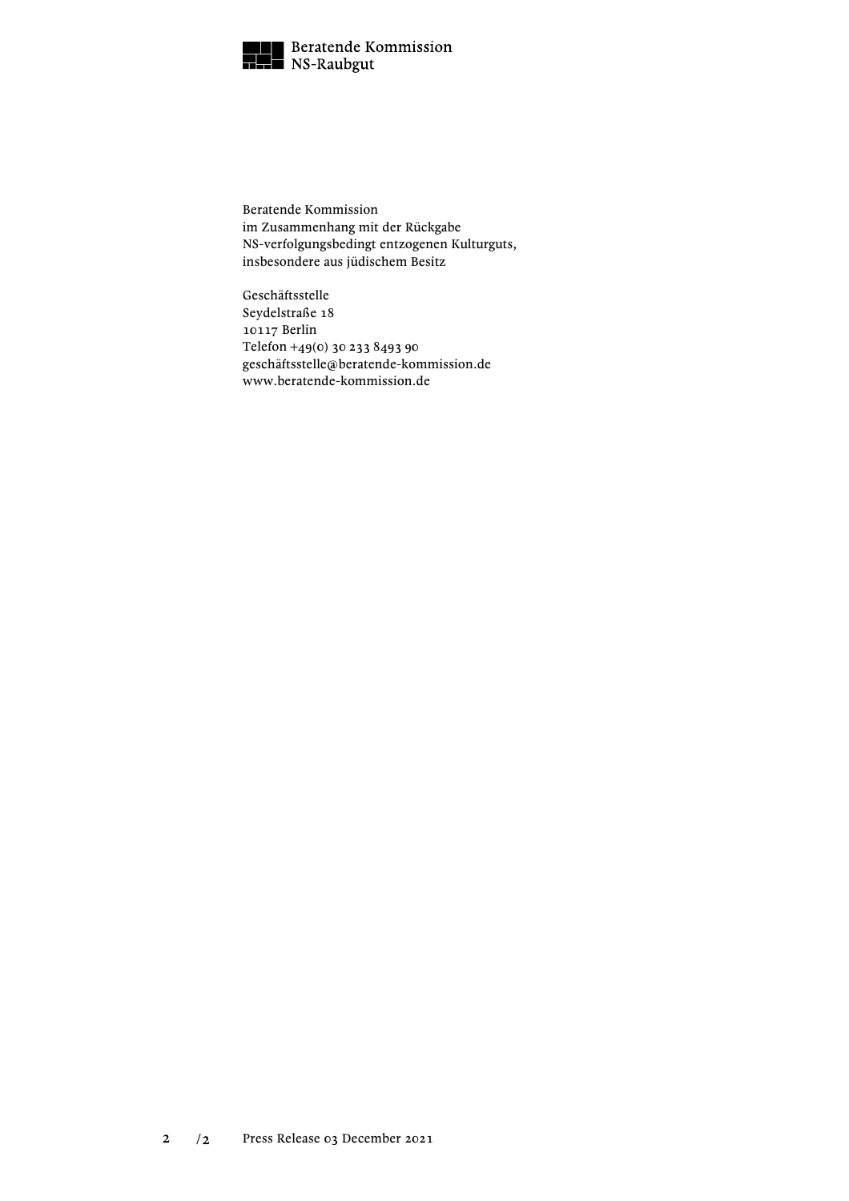Beratende Kommission
im Zusammenhang mit der Rückgabe
NS-verfolgungsbedingt entzogenen Kulturguts,
insbesondere aus jüdischem Besitz

Geschäftsstelle
Seydelstraße 18
10117 Berlin
Telefon +49(0) 30 233 8493 90
geschäftsstelle@beratende-kommission.de
www.beratende-kommission.de